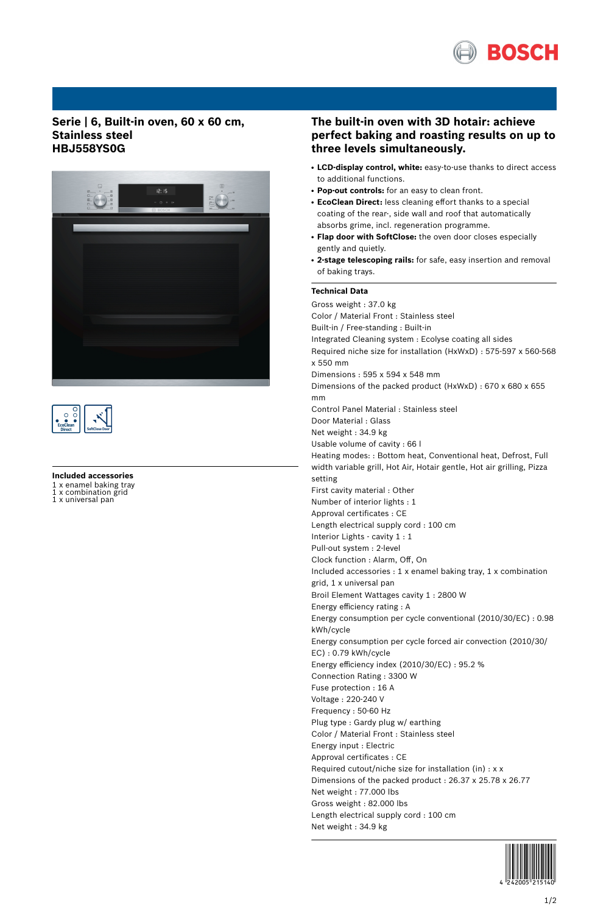# Serie | 6, Built-in oven, 60 x 60 cm, Stainless steel HBJ558YS0G

EcoClean Direct

SoftClose Door

### Included accessories

1 x enamel baking tray
1 x combination grid
1 x universal pan

## The built-in oven with 3D hotair: achieve perfect baking and roasting results on up to three levels simultaneously.

- **LCD-display control, white:** easy-to-use thanks to direct access to additional functions.
- **Pop-out controls:** for an easy to clean front.
- **EcoClean Direct:** less cleaning effort thanks to a special coating of the rear-, side wall and roof that automatically absorbs grime, incl. regeneration programme.
- **Flap door with SoftClose:** the oven door closes especially gently and quietly.
- **2-stage telescoping rails:** for safe, easy insertion and removal of baking trays.

### Technical Data

Gross weight : 37.0 kg
Color / Material Front : Stainless steel
Built-in / Free-standing : Built-in
Integrated Cleaning system : Ecolyse coating all sides
Required niche size for installation (HxWxD) : 575-597 x 560-568 x 550 mm
Dimensions : 595 x 594 x 548 mm
Dimensions of the packed product (HxWxD) : 670 x 680 x 655 mm
Control Panel Material : Stainless steel
Door Material : Glass
Net weight : 34.9 kg
Usable volume of cavity : 66 l
Heating modes: : Bottom heat, Conventional heat, Defrost, Full width variable grill, Hot Air, Hotair gentle, Hot air grilling, Pizza setting
First cavity material : Other
Number of interior lights : 1
Approval certificates : CE
Length electrical supply cord : 100 cm
Interior Lights - cavity 1 : 1
Pull-out system : 2-level
Clock function : Alarm, Off, On
Included accessories : 1 x enamel baking tray, 1 x combination grid, 1 x universal pan
Broil Element Wattages cavity 1 : 2800 W
Energy efficiency rating : A
Energy consumption per cycle conventional (2010/30/EC) : 0.98 kWh/cycle
Energy consumption per cycle forced air convection (2010/30/EC) : 0.79 kWh/cycle
Energy efficiency index (2010/30/EC) : 95.2 %
Connection Rating : 3300 W
Fuse protection : 16 A
Voltage : 220-240 V
Frequency : 50-60 Hz
Plug type : Gardy plug w/ earthing
Color / Material Front : Stainless steel
Energy input : Electric
Approval certificates : CE
Required cutout/niche size for installation (in) : x x
Dimensions of the packed product : 26.37 x 25.78 x 26.77
Net weight : 77.000 lbs
Gross weight : 82.000 lbs
Length electrical supply cord : 100 cm
Net weight : 34.9 kg

4 242005 215140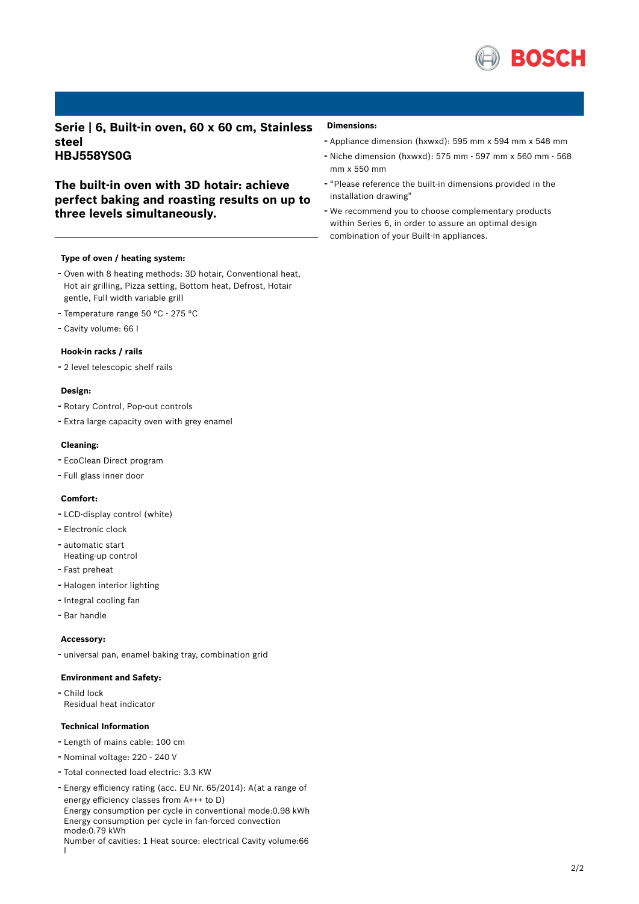# Serie | 6, Built-in oven, 60 x 60 cm, Stainless steel
# HBJ558YS0G

## The built-in oven with 3D hotair: achieve perfect baking and roasting results on up to three levels simultaneously.

**Type of oven / heating system:**

- Oven with 8 heating methods: 3D hotair, Conventional heat, Hot air grilling, Pizza setting, Bottom heat, Defrost, Hotair gentle, Full width variable grill
- Temperature range 50 °C - 275 °C
- Cavity volume: 66 l

**Hook-in racks / rails**

- 2 level telescopic shelf rails

**Design:**

- Rotary Control, Pop-out controls
- Extra large capacity oven with grey enamel

**Cleaning:**

- EcoClean Direct program
- Full glass inner door

**Comfort:**

- LCD-display control (white)
- Electronic clock
- automatic start
  Heating-up control
- Fast preheat
- Halogen interior lighting
- Integral cooling fan
- Bar handle

**Accessory:**

- universal pan, enamel baking tray, combination grid

**Environment and Safety:**

- Child lock
  Residual heat indicator

**Technical Information**

- Length of mains cable: 100 cm
- Nominal voltage: 220 - 240 V
- Total connected load electric: 3.3 KW
- Energy efficiency rating (acc. EU Nr. 65/2014): A(at a range of energy efficiency classes from A+++ to D)
  Energy consumption per cycle in conventional mode:0.98 kWh
  Energy consumption per cycle in fan-forced convection mode:0.79 kWh
  Number of cavities: 1 Heat source: electrical Cavity volume:66 l

**Dimensions:**

- Appliance dimension (hxwxd): 595 mm x 594 mm x 548 mm
- Niche dimension (hxwxd): 575 mm - 597 mm x 560 mm - 568 mm x 550 mm
- "Please reference the built-in dimensions provided in the installation drawing"
- We recommend you to choose complementary products within Series 6, in order to assure an optimal design combination of your Built-In appliances.